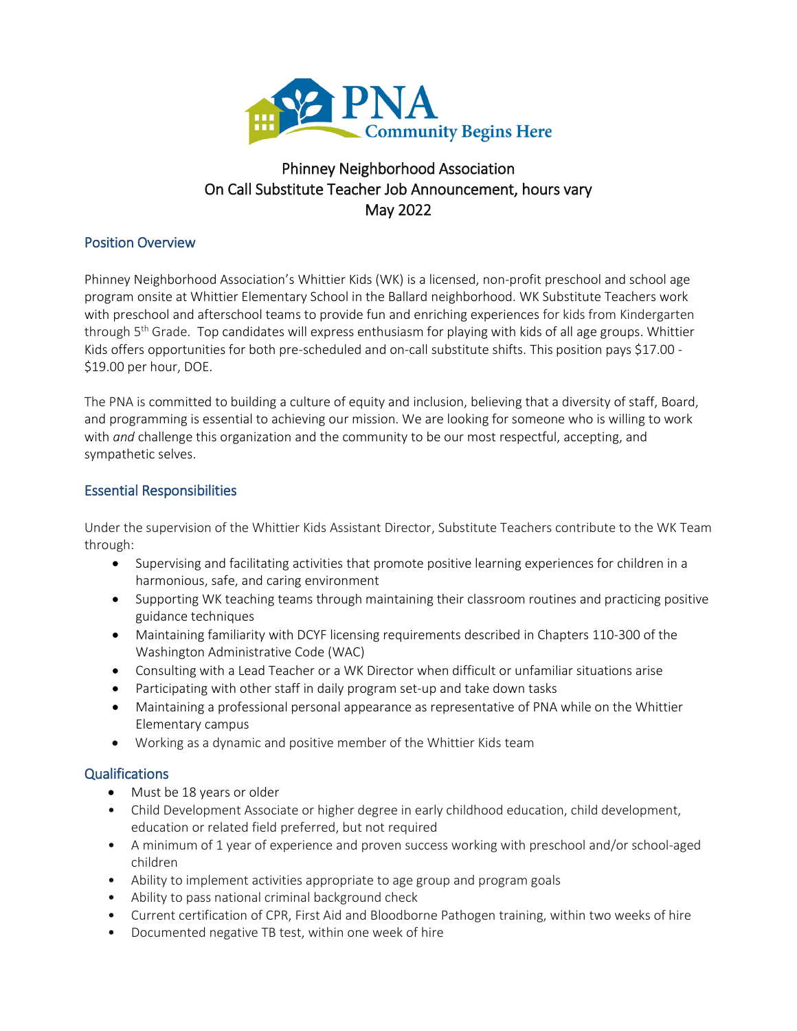PNA
Community Begins Here

# Phinney Neighborhood Association
# On Call Substitute Teacher Job Announcement, hours vary
# May 2022

## Position Overview

Phinney Neighborhood Association's Whittier Kids (WK) is a licensed, non-profit preschool and school age program onsite at Whittier Elementary School in the Ballard neighborhood. WK Substitute Teachers work with preschool and afterschool teams to provide fun and enriching experiences for kids from Kindergarten through 5th Grade. Top candidates will express enthusiasm for playing with kids of all age groups. Whittier Kids offers opportunities for both pre-scheduled and on-call substitute shifts. This position pays $17.00 - $19.00 per hour, DOE.

The PNA is committed to building a culture of equity and inclusion, believing that a diversity of staff, Board, and programming is essential to achieving our mission. We are looking for someone who is willing to work with *and* challenge this organization and the community to be our most respectful, accepting, and sympathetic selves.

## Essential Responsibilities

Under the supervision of the Whittier Kids Assistant Director, Substitute Teachers contribute to the WK Team through:

- Supervising and facilitating activities that promote positive learning experiences for children in a harmonious, safe, and caring environment
- Supporting WK teaching teams through maintaining their classroom routines and practicing positive guidance techniques
- Maintaining familiarity with DCYF licensing requirements described in Chapters 110-300 of the Washington Administrative Code (WAC)
- Consulting with a Lead Teacher or a WK Director when difficult or unfamiliar situations arise
- Participating with other staff in daily program set-up and take down tasks
- Maintaining a professional personal appearance as representative of PNA while on the Whittier Elementary campus
- Working as a dynamic and positive member of the Whittier Kids team

## Qualifications

- Must be 18 years or older
- Child Development Associate or higher degree in early childhood education, child development, education or related field preferred, but not required
- A minimum of 1 year of experience and proven success working with preschool and/or school-aged children
- Ability to implement activities appropriate to age group and program goals
- Ability to pass national criminal background check
- Current certification of CPR, First Aid and Bloodborne Pathogen training, within two weeks of hire
- Documented negative TB test, within one week of hire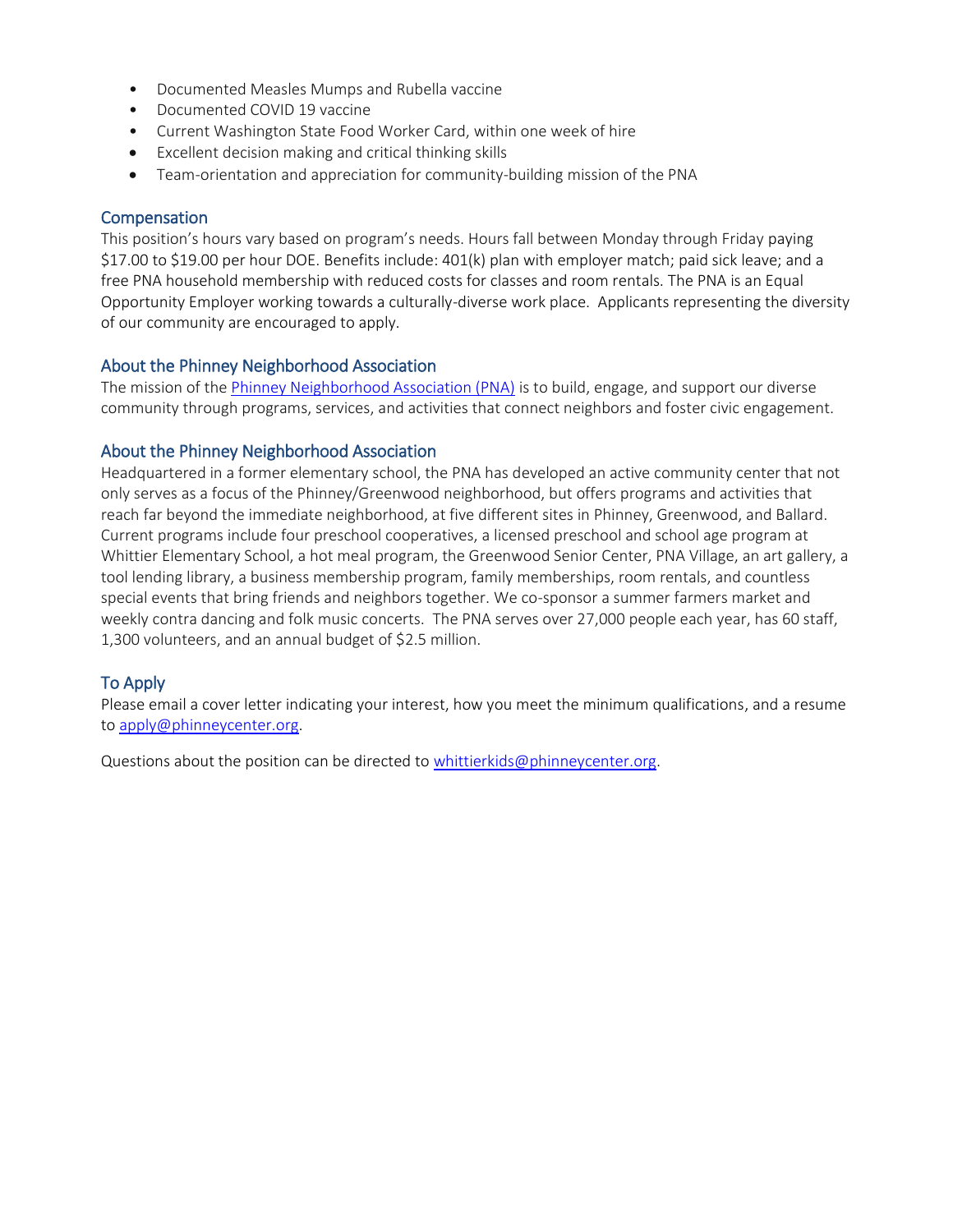- Documented Measles Mumps and Rubella vaccine
- Documented COVID 19 vaccine
- Current Washington State Food Worker Card, within one week of hire
- Excellent decision making and critical thinking skills
- Team-orientation and appreciation for community-building mission of the PNA

## Compensation

This position's hours vary based on program's needs. Hours fall between Monday through Friday paying $17.00 to $19.00 per hour DOE. Benefits include: 401(k) plan with employer match; paid sick leave; and a free PNA household membership with reduced costs for classes and room rentals. The PNA is an Equal Opportunity Employer working towards a culturally-diverse work place. Applicants representing the diversity of our community are encouraged to apply.

## About the Phinney Neighborhood Association

The mission of the [Phinney Neighborhood Association (PNA)] is to build, engage, and support our diverse community through programs, services, and activities that connect neighbors and foster civic engagement.

## About the Phinney Neighborhood Association

Headquartered in a former elementary school, the PNA has developed an active community center that not only serves as a focus of the Phinney/Greenwood neighborhood, but offers programs and activities that reach far beyond the immediate neighborhood, at five different sites in Phinney, Greenwood, and Ballard. Current programs include four preschool cooperatives, a licensed preschool and school age program at Whittier Elementary School, a hot meal program, the Greenwood Senior Center, PNA Village, an art gallery, a tool lending library, a business membership program, family memberships, room rentals, and countless special events that bring friends and neighbors together. We co-sponsor a summer farmers market and weekly contra dancing and folk music concerts. The PNA serves over 27,000 people each year, has 60 staff, 1,300 volunteers, and an annual budget of $2.5 million.

## To Apply

Please email a cover letter indicating your interest, how you meet the minimum qualifications, and a resume to apply@phinneycenter.org.

Questions about the position can be directed to whittierkids@phinneycenter.org.